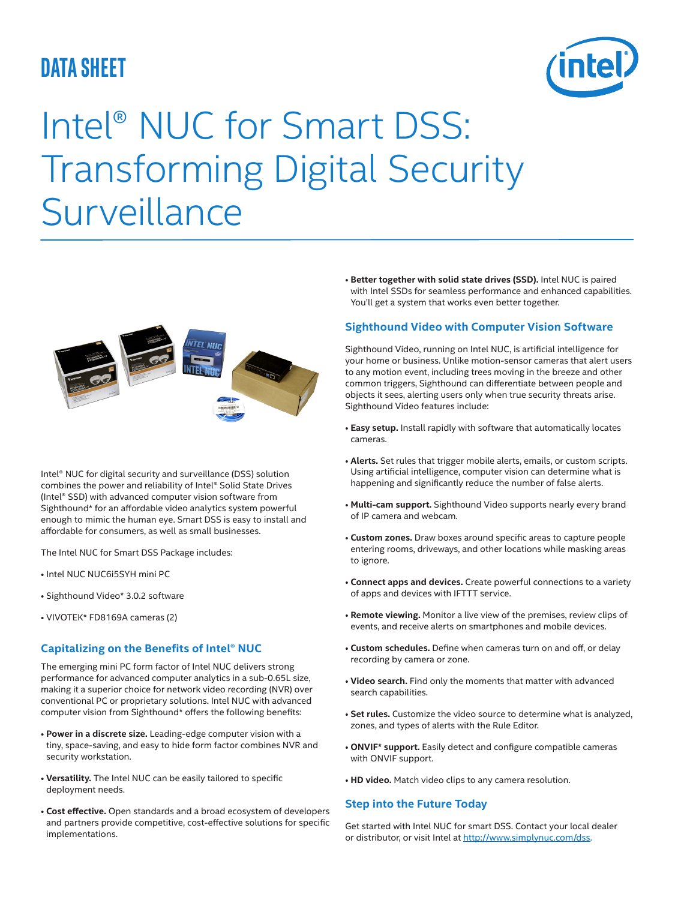DATA SHEET

# Intel® NUC for Smart DSS: Transforming Digital Security Surveillance

Intel® NUC for digital security and surveillance (DSS) solution combines the power and reliability of Intel® Solid State Drives (Intel® SSD) with advanced computer vision software from Sighthound* for an affordable video analytics system powerful enough to mimic the human eye. Smart DSS is easy to install and affordable for consumers, as well as small businesses.

The Intel NUC for Smart DSS Package includes:

- Intel NUC NUC6i5SYH mini PC
- Sighthound Video* 3.0.2 software
- VIVOTEK* FD8169A cameras (2)

## Capitalizing on the Benefits of Intel® NUC

The emerging mini PC form factor of Intel NUC delivers strong performance for advanced computer analytics in a sub-0.65L size, making it a superior choice for network video recording (NVR) over conventional PC or proprietary solutions. Intel NUC with advanced computer vision from Sighthound* offers the following benefits:

- **Power in a discrete size.** Leading-edge computer vision with a tiny, space-saving, and easy to hide form factor combines NVR and security workstation.
- **Versatility.** The Intel NUC can be easily tailored to specific deployment needs.
- **Cost effective.** Open standards and a broad ecosystem of developers and partners provide competitive, cost-effective solutions for specific implementations.
- **Better together with solid state drives (SSD).** Intel NUC is paired with Intel SSDs for seamless performance and enhanced capabilities. You'll get a system that works even better together.

## Sighthound Video with Computer Vision Software

Sighthound Video, running on Intel NUC, is artificial intelligence for your home or business. Unlike motion-sensor cameras that alert users to any motion event, including trees moving in the breeze and other common triggers, Sighthound can differentiate between people and objects it sees, alerting users only when true security threats arise. Sighthound Video features include:

- **Easy setup.** Install rapidly with software that automatically locates cameras.
- **Alerts.** Set rules that trigger mobile alerts, emails, or custom scripts. Using artificial intelligence, computer vision can determine what is happening and significantly reduce the number of false alerts.
- **Multi-cam support.** Sighthound Video supports nearly every brand of IP camera and webcam.
- **Custom zones.** Draw boxes around specific areas to capture people entering rooms, driveways, and other locations while masking areas to ignore.
- **Connect apps and devices.** Create powerful connections to a variety of apps and devices with IFTTT service.
- **Remote viewing.** Monitor a live view of the premises, review clips of events, and receive alerts on smartphones and mobile devices.
- **Custom schedules.** Define when cameras turn on and off, or delay recording by camera or zone.
- **Video search.** Find only the moments that matter with advanced search capabilities.
- **Set rules.** Customize the video source to determine what is analyzed, zones, and types of alerts with the Rule Editor.
- **ONVIF* support.** Easily detect and configure compatible cameras with ONVIF support.
- **HD video.** Match video clips to any camera resolution.

## Step into the Future Today

Get started with Intel NUC for smart DSS. Contact your local dealer or distributor, or visit Intel at http://www.simplynuc.com/dss.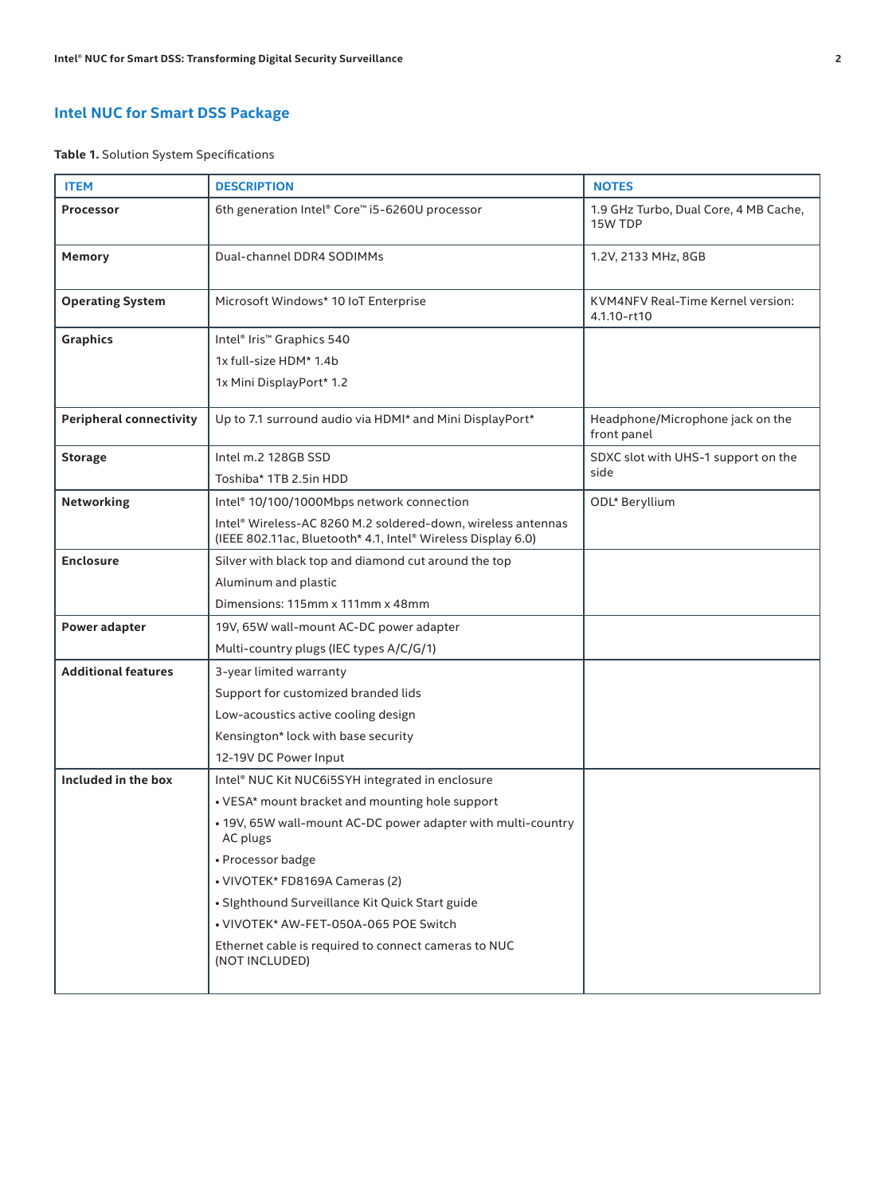## Intel NUC for Smart DSS Package

**Table 1.** Solution System Specifications

| ITEM | DESCRIPTION | NOTES |
|---|---|---|
| **Processor** | 6th generation Intel® Core™ i5-6260U processor | 1.9 GHz Turbo, Dual Core, 4 MB Cache, 15W TDP |
| **Memory** | Dual-channel DDR4 SODIMMs | 1.2V, 2133 MHz, 8GB |
| **Operating System** | Microsoft Windows* 10 IoT Enterprise | KVM4NFV Real-Time Kernel version: 4.1.10-rt10 |
| **Graphics** | Intel® Iris™ Graphics 540<br>1x full-size HDM* 1.4b<br>1x Mini DisplayPort* 1.2 | |
| **Peripheral connectivity** | Up to 7.1 surround audio via HDMI* and Mini DisplayPort* | Headphone/Microphone jack on the front panel |
| **Storage** | Intel m.2 128GB SSD<br>Toshiba* 1TB 2.5in HDD | SDXC slot with UHS-1 support on the side |
| **Networking** | Intel® 10/100/1000Mbps network connection<br>Intel® Wireless-AC 8260 M.2 soldered-down, wireless antennas (IEEE 802.11ac, Bluetooth* 4.1, Intel® Wireless Display 6.0) | ODL* Beryllium |
| **Enclosure** | Silver with black top and diamond cut around the top<br>Aluminum and plastic<br>Dimensions: 115mm x 111mm x 48mm | |
| **Power adapter** | 19V, 65W wall-mount AC-DC power adapter<br>Multi-country plugs (IEC types A/C/G/1) | |
| **Additional features** | 3-year limited warranty<br>Support for customized branded lids<br>Low-acoustics active cooling design<br>Kensington* lock with base security<br>12-19V DC Power Input | |
| **Included in the box** | Intel® NUC Kit NUC6i5SYH integrated in enclosure<br>• VESA* mount bracket and mounting hole support<br>• 19V, 65W wall-mount AC-DC power adapter with multi-country AC plugs<br>• Processor badge<br>• VIVOTEK* FD8169A Cameras (2)<br>• SIghthound Surveillance Kit Quick Start guide<br>• VIVOTEK* AW-FET-050A-065 POE Switch<br>Ethernet cable is required to connect cameras to NUC (NOT INCLUDED) | |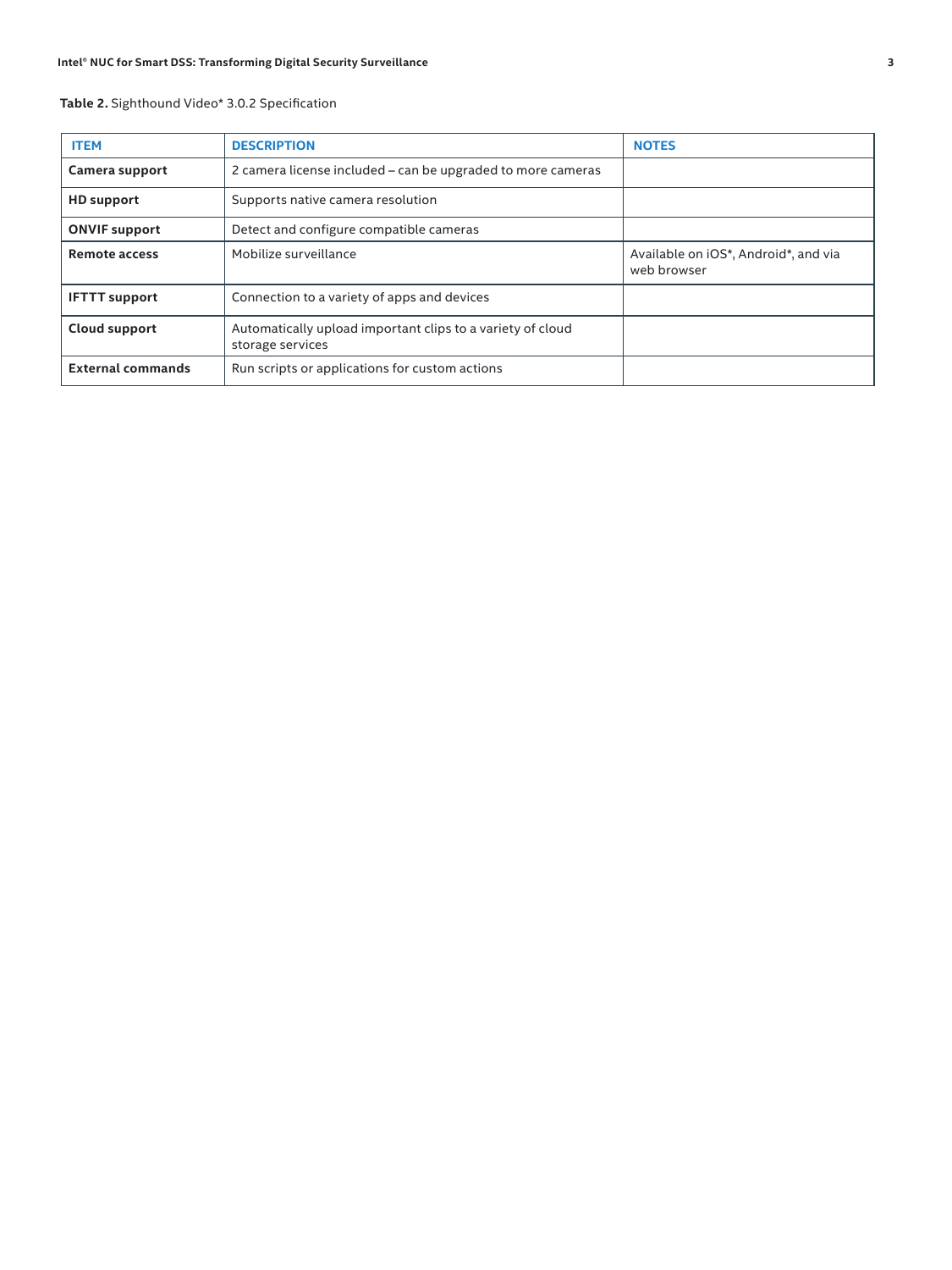**Table 2.** Sighthound Video* 3.0.2 Specification

| ITEM | DESCRIPTION | NOTES |
|---|---|---|
| **Camera support** | 2 camera license included – can be upgraded to more cameras | |
| **HD support** | Supports native camera resolution | |
| **ONVIF support** | Detect and configure compatible cameras | |
| **Remote access** | Mobilize surveillance | Available on iOS*, Android*, and via web browser |
| **IFTTT support** | Connection to a variety of apps and devices | |
| **Cloud support** | Automatically upload important clips to a variety of cloud storage services | |
| **External commands** | Run scripts or applications for custom actions | |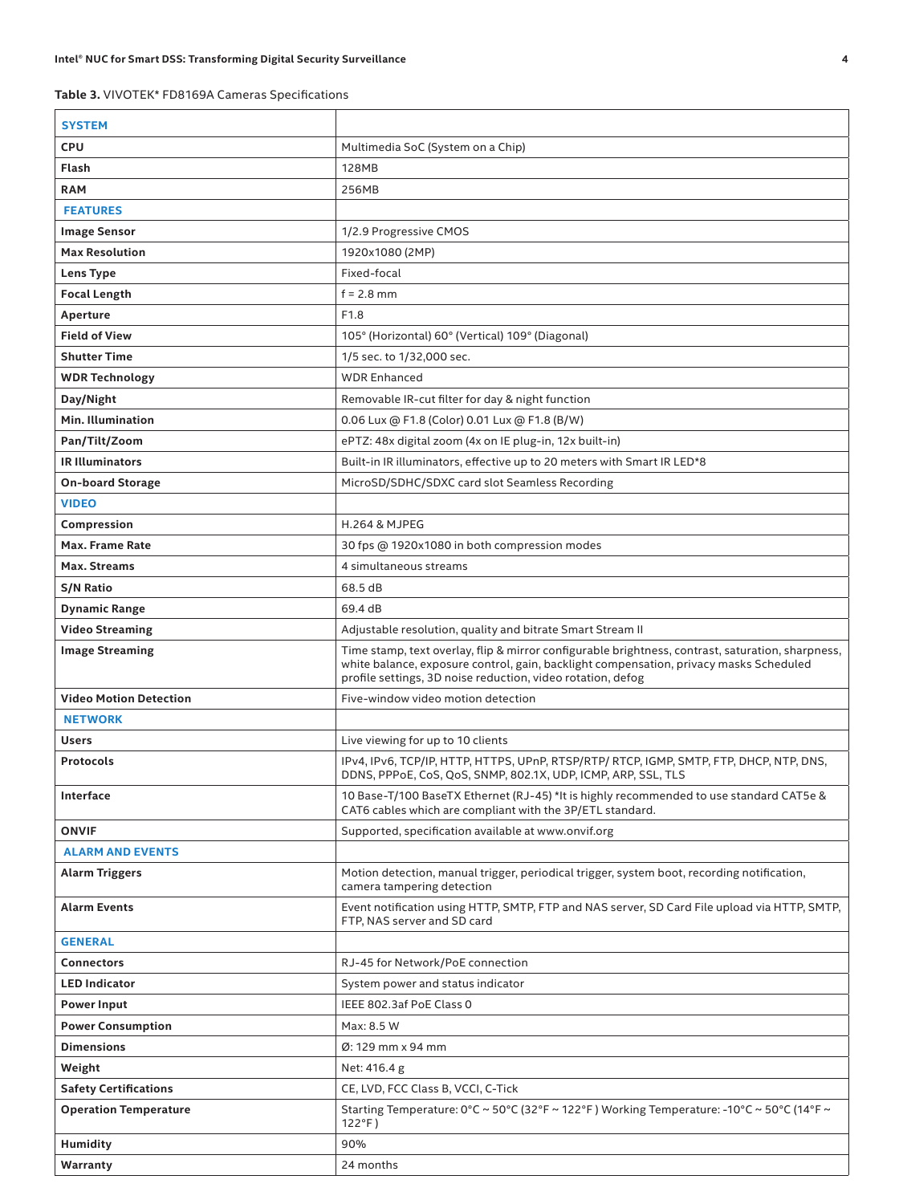**Table 3.** VIVOTEK* FD8169A Cameras Specifications

| **SYSTEM** | |
|---|---|
| **CPU** | Multimedia SoC (System on a Chip) |
| **Flash** | 128MB |
| **RAM** | 256MB |
| **FEATURES** | |
| **Image Sensor** | 1/2.9 Progressive CMOS |
| **Max Resolution** | 1920x1080 (2MP) |
| **Lens Type** | Fixed-focal |
| **Focal Length** | f = 2.8 mm |
| **Aperture** | F1.8 |
| **Field of View** | 105° (Horizontal) 60° (Vertical) 109° (Diagonal) |
| **Shutter Time** | 1/5 sec. to 1/32,000 sec. |
| **WDR Technology** | WDR Enhanced |
| **Day/Night** | Removable IR-cut filter for day & night function |
| **Min. Illumination** | 0.06 Lux @ F1.8 (Color) 0.01 Lux @ F1.8 (B/W) |
| **Pan/Tilt/Zoom** | ePTZ: 48x digital zoom (4x on IE plug-in, 12x built-in) |
| **IR Illuminators** | Built-in IR illuminators, effective up to 20 meters with Smart IR LED*8 |
| **On-board Storage** | MicroSD/SDHC/SDXC card slot Seamless Recording |
| **VIDEO** | |
| **Compression** | H.264 & MJPEG |
| **Max. Frame Rate** | 30 fps @ 1920x1080 in both compression modes |
| **Max. Streams** | 4 simultaneous streams |
| **S/N Ratio** | 68.5 dB |
| **Dynamic Range** | 69.4 dB |
| **Video Streaming** | Adjustable resolution, quality and bitrate Smart Stream II |
| **Image Streaming** | Time stamp, text overlay, flip & mirror configurable brightness, contrast, saturation, sharpness, white balance, exposure control, gain, backlight compensation, privacy masks Scheduled profile settings, 3D noise reduction, video rotation, defog |
| **Video Motion Detection** | Five-window video motion detection |
| **NETWORK** | |
| **Users** | Live viewing for up to 10 clients |
| **Protocols** | IPv4, IPv6, TCP/IP, HTTP, HTTPS, UPnP, RTSP/RTP/ RTCP, IGMP, SMTP, FTP, DHCP, NTP, DNS, DDNS, PPPoE, CoS, QoS, SNMP, 802.1X, UDP, ICMP, ARP, SSL, TLS |
| **Interface** | 10 Base-T/100 BaseTX Ethernet (RJ-45) *It is highly recommended to use standard CAT5e & CAT6 cables which are compliant with the 3P/ETL standard. |
| **ONVIF** | Supported, specification available at www.onvif.org |
| **ALARM AND EVENTS** | |
| **Alarm Triggers** | Motion detection, manual trigger, periodical trigger, system boot, recording notification, camera tampering detection |
| **Alarm Events** | Event notification using HTTP, SMTP, FTP and NAS server, SD Card File upload via HTTP, SMTP, FTP, NAS server and SD card |
| **GENERAL** | |
| **Connectors** | RJ-45 for Network/PoE connection |
| **LED Indicator** | System power and status indicator |
| **Power Input** | IEEE 802.3af PoE Class 0 |
| **Power Consumption** | Max: 8.5 W |
| **Dimensions** | Ø: 129 mm x 94 mm |
| **Weight** | Net: 416.4 g |
| **Safety Certifications** | CE, LVD, FCC Class B, VCCI, C-Tick |
| **Operation Temperature** | Starting Temperature: 0°C ~ 50°C (32°F ~ 122°F ) Working Temperature: -10°C ~ 50°C (14°F ~ 122°F ) |
| **Humidity** | 90% |
| **Warranty** | 24 months |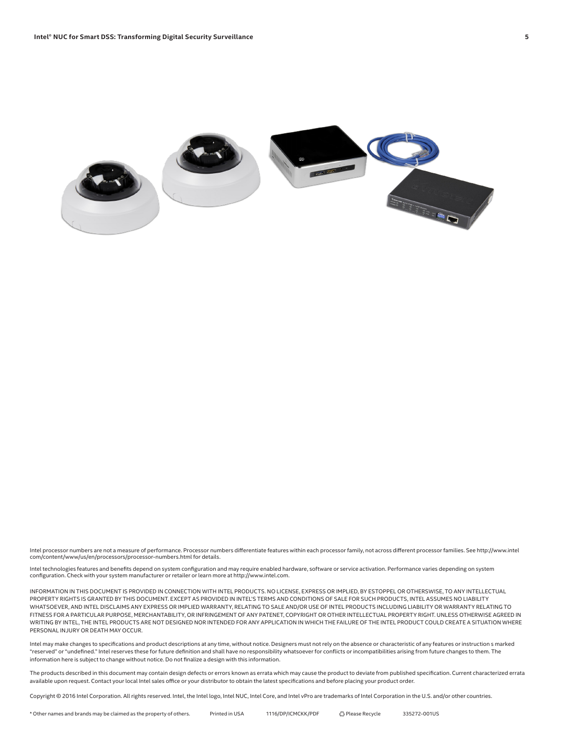Intel processor numbers are not a measure of performance. Processor numbers differentiate features within each processor family, not across different processor families. See http://www.intel com/content/www/us/en/processors/processor-numbers.html for details.

Intel technologies features and benefits depend on system configuration and may require enabled hardware, software or service activation. Performance varies depending on system configuration. Check with your system manufacturer or retailer or learn more at http://www.intel.com.

INFORMATION IN THIS DOCUMENT IS PROVIDED IN CONNECTION WITH INTEL PRODUCTS. NO LICENSE, EXPRESS OR IMPLIED, BY ESTOPPEL OR OTHERSWISE, TO ANY INTELLECTUAL PROPERTY RIGHTS IS GRANTED BY THIS DOCUMENT. EXCEPT AS PROVIDED IN INTEL'S TERMS AND CONDITIONS OF SALE FOR SUCH PRODUCTS, INTEL ASSUMES NO LIABILITY WHATSOEVER, AND INTEL DISCLAIMS ANY EXPRESS OR IMPLIED WARRANTY, RELATING TO SALE AND/OR USE OF INTEL PRODUCTS INCLUDING LIABILITY OR WARRANTY RELATING TO FITNESS FOR A PARTICULAR PURPOSE, MERCHANTABILITY, OR INFRINGEMENT OF ANY PATENET, COPYRIGHT OR OTHER INTELLECTUAL PROPERTY RIGHT. UNLESS OTHERWISE AGREED IN WRITING BY INTEL, THE INTEL PRODUCTS ARE NOT DESIGNED NOR INTENDED FOR ANY APPLICATION IN WHICH THE FAILURE OF THE INTEL PRODUCT COULD CREATE A SITUATION WHERE PERSONAL INJURY OR DEATH MAY OCCUR.

Intel may make changes to specifications and product descriptions at any time, without notice. Designers must not rely on the absence or characteristic of any features or instruction s marked "reserved" or "undefined." Intel reserves these for future definition and shall have no responsibility whatsoever for conflicts or incompatibilities arising from future changes to them. The information here is subject to change without notice. Do not finalize a design with this information.

The products described in this document may contain design defects or errors known as errata which may cause the product to deviate from published specification. Current characterized errata available upon request. Contact your local Intel sales office or your distributor to obtain the latest specifications and before placing your product order.

Copyright © 2016 Intel Corporation. All rights reserved. Intel, the Intel logo, Intel NUC, Intel Core, and Intel vPro are trademarks of Intel Corporation in the U.S. and/or other countries.

* Other names and brands may be claimed as the property of others. Printed in USA 1116/DP/ICMCKK/PDF Please Recycle 335272-001US